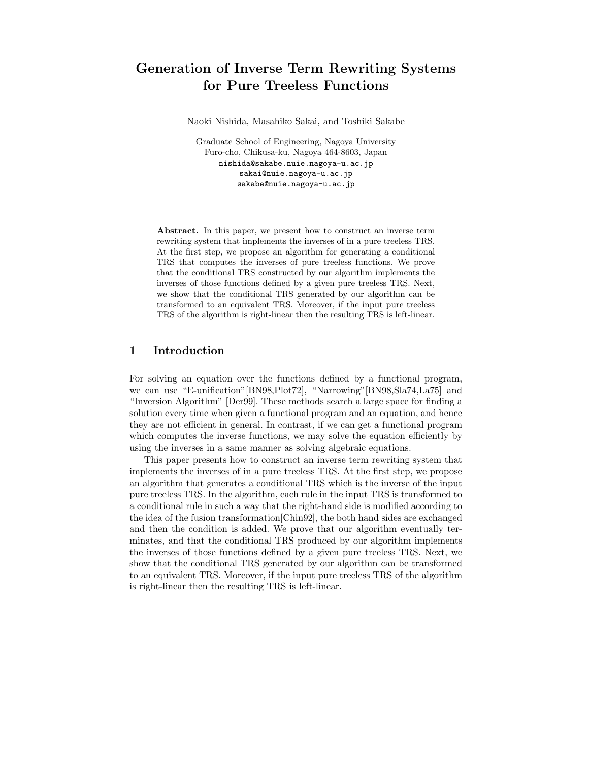# Generation of Inverse Term Rewriting Systems for Pure Treeless Functions

Naoki Nishida, Masahiko Sakai, and Toshiki Sakabe

Graduate School of Engineering, Nagoya University
Furo-cho, Chikusa-ku, Nagoya 464-8603, Japan
`nishida@sakabe.nuie.nagoya-u.ac.jp`
`sakai@nuie.nagoya-u.ac.jp`
`sakabe@nuie.nagoya-u.ac.jp`

**Abstract.** In this paper, we present how to construct an inverse term rewriting system that implements the inverses of in a pure treeless TRS. At the first step, we propose an algorithm for generating a conditional TRS that computes the inverses of pure treeless functions. We prove that the conditional TRS constructed by our algorithm implements the inverses of those functions defined by a given pure treeless TRS. Next, we show that the conditional TRS generated by our algorithm can be transformed to an equivalent TRS. Moreover, if the input pure treeless TRS of the algorithm is right-linear then the resulting TRS is left-linear.

## 1 Introduction

For solving an equation over the functions defined by a functional program, we can use "E-unification"[BN98,Plot72], "Narrowing"[BN98,Sla74,La75] and "Inversion Algorithm" [Der99]. These methods search a large space for finding a solution every time when given a functional program and an equation, and hence they are not efficient in general. In contrast, if we can get a functional program which computes the inverse functions, we may solve the equation efficiently by using the inverses in a same manner as solving algebraic equations.

This paper presents how to construct an inverse term rewriting system that implements the inverses of in a pure treeless TRS. At the first step, we propose an algorithm that generates a conditional TRS which is the inverse of the input pure treeless TRS. In the algorithm, each rule in the input TRS is transformed to a conditional rule in such a way that the right-hand side is modified according to the idea of the fusion transformation[Chin92], the both hand sides are exchanged and then the condition is added. We prove that our algorithm eventually terminates, and that the conditional TRS produced by our algorithm implements the inverses of those functions defined by a given pure treeless TRS. Next, we show that the conditional TRS generated by our algorithm can be transformed to an equivalent TRS. Moreover, if the input pure treeless TRS of the algorithm is right-linear then the resulting TRS is left-linear.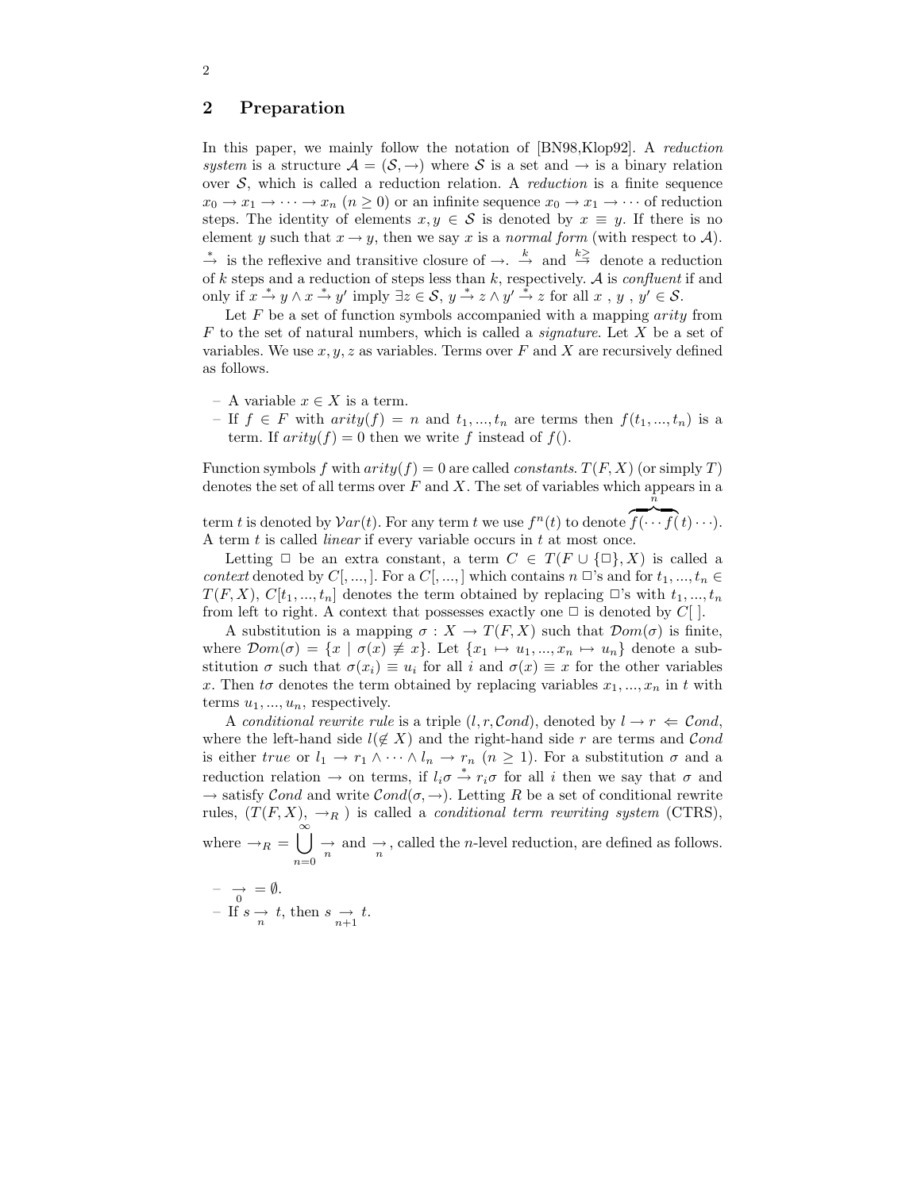## 2 Preparation

In this paper, we mainly follow the notation of [BN98,Klop92]. A *reduction system* is a structure $\mathcal{A} = (\mathcal{S}, \rightarrow)$ where $\mathcal{S}$ is a set and $\rightarrow$ is a binary relation over $\mathcal{S}$, which is called a reduction relation. A *reduction* is a finite sequence $x_0 \rightarrow x_1 \rightarrow \cdots \rightarrow x_n$ ($n \geq 0$) or an infinite sequence $x_0 \rightarrow x_1 \rightarrow \cdots$ of reduction steps. The identity of elements $x, y \in \mathcal{S}$ is denoted by $x \equiv y$. If there is no element $y$ such that $x \rightarrow y$, then we say $x$ is a *normal form* (with respect to $\mathcal{A}$). $\stackrel{*}{\rightarrow}$ is the reflexive and transitive closure of $\rightarrow$. $\stackrel{k}{\rightarrow}$ and $\stackrel{k\geq}{\rightarrow}$ denote a reduction of $k$ steps and a reduction of steps less than $k$, respectively. $\mathcal{A}$ is *confluent* if and only if $x \stackrel{*}{\rightarrow} y \wedge x \stackrel{*}{\rightarrow} y'$ imply $\exists z \in \mathcal{S},\ y \stackrel{*}{\rightarrow} z \wedge y' \stackrel{*}{\rightarrow} z$ for all $x$ , $y$ , $y' \in \mathcal{S}$.

Let $F$ be a set of function symbols accompanied with a mapping *arity* from $F$ to the set of natural numbers, which is called a *signature*. Let $X$ be a set of variables. We use $x, y, z$ as variables. Terms over $F$ and $X$ are recursively defined as follows.

- A variable $x \in X$ is a term.
- If $f \in F$ with $arity(f) = n$ and $t_1, ..., t_n$ are terms then $f(t_1, ..., t_n)$ is a term. If $arity(f) = 0$ then we write $f$ instead of $f()$.

Function symbols $f$ with $arity(f) = 0$ are called *constants*. $T(F, X)$ (or simply $T$) denotes the set of all terms over $F$ and $X$. The set of variables which appears in a term $t$ is denoted by $\mathcal{V}ar(t)$. For any term $t$ we use $f^n(t)$ to denote $\overbrace{f(\cdots f(}^{n} t) \cdots)$. A term $t$ is called *linear* if every variable occurs in $t$ at most once.

Letting $\Box$ be an extra constant, a term $C \in T(F \cup \{\Box\}, X)$ is called a *context* denoted by $C[, ...,]$. For a $C[, ...,]$ which contains $n$ $\Box$'s and for $t_1, ..., t_n \in T(F, X)$, $C[t_1, ..., t_n]$ denotes the term obtained by replacing $\Box$'s with $t_1, ..., t_n$ from left to right. A context that possesses exactly one $\Box$ is denoted by $C[\ ]$.

A substitution is a mapping $\sigma : X \rightarrow T(F, X)$ such that $\mathcal{D}om(\sigma)$ is finite, where $\mathcal{D}om(\sigma) = \{x \mid \sigma(x) \not\equiv x\}$. Let $\{x_1 \mapsto u_1, ..., x_n \mapsto u_n\}$ denote a substitution $\sigma$ such that $\sigma(x_i) \equiv u_i$ for all $i$ and $\sigma(x) \equiv x$ for the other variables $x$. Then $t\sigma$ denotes the term obtained by replacing variables $x_1, ..., x_n$ in $t$ with terms $u_1, ..., u_n$, respectively.

A *conditional rewrite rule* is a triple $(l, r, \mathcal{C}ond)$, denoted by $l \rightarrow r \Leftarrow \mathcal{C}ond$, where the left-hand side $l (\notin X)$ and the right-hand side $r$ are terms and $\mathcal{C}ond$ is either *true* or $l_1 \rightarrow r_1 \wedge \cdots \wedge l_n \rightarrow r_n$ ($n \geq 1$). For a substitution $\sigma$ and a reduction relation $\rightarrow$ on terms, if $l_i\sigma \stackrel{*}{\rightarrow} r_i\sigma$ for all $i$ then we say that $\sigma$ and $\rightarrow$ satisfy $\mathcal{C}ond$ and write $\mathcal{C}ond(\sigma, \rightarrow)$. Letting $R$ be a set of conditional rewrite rules, $(T(F, X), \rightarrow_R)$ is called a *conditional term rewriting system* (CTRS), where $\rightarrow_R = \displaystyle\bigcup_{n=0}^{\infty} \underset{n}{\rightarrow}$ and $\underset{n}{\rightarrow}$, called the $n$-level reduction, are defined as follows.

- $\underset{0}{\rightarrow} = \emptyset$.
- If $s \underset{n}{\rightarrow} t$, then $s \underset{n+1}{\rightarrow} t$.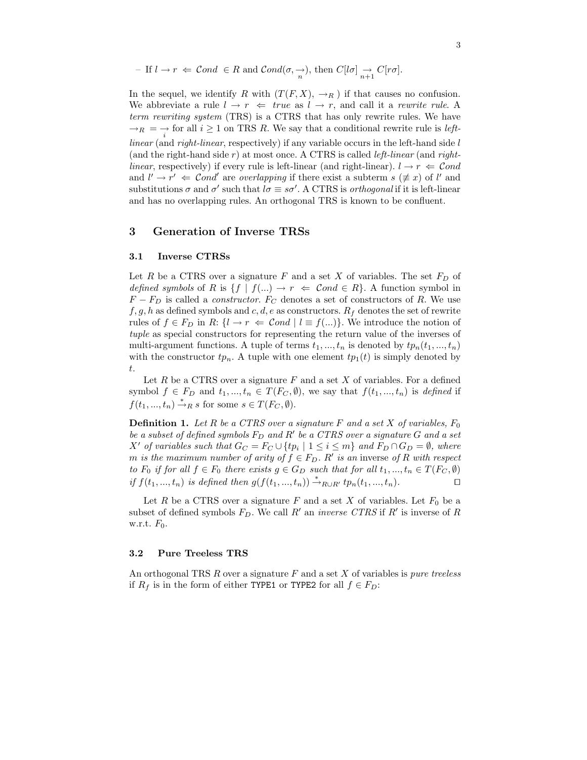– If $l \to r \Leftarrow \mathit{Cond} \in R$ and $\mathit{Cond}(\sigma, \underset{n}{\to})$, then $C[l\sigma] \underset{n+1}{\to} C[r\sigma]$.

In the sequel, we identify $R$ with $(T(F, X), \to_R)$ if that causes no confusion. We abbreviate a rule $l \to r \Leftarrow \mathit{true}$ as $l \to r$, and call it a *rewrite rule*. A *term rewriting system* (TRS) is a CTRS that has only rewrite rules. We have $\to_R = \underset{i}{\to}$ for all $i \geq 1$ on TRS $R$. We say that a conditional rewrite rule is *left-linear* (and *right-linear*, respectively) if any variable occurs in the left-hand side $l$ (and the right-hand side $r$) at most once. A CTRS is called *left-linear* (and *right-linear*, respectively) if every rule is left-linear (and right-linear). $l \to r \Leftarrow \mathit{Cond}$ and $l' \to r' \Leftarrow \mathit{Cond}'$ are *overlapping* if there exist a subterm $s$ ($\not\equiv x$) of $l'$ and substitutions $\sigma$ and $\sigma'$ such that $l\sigma \equiv s\sigma'$. A CTRS is *orthogonal* if it is left-linear and has no overlapping rules. An orthogonal TRS is known to be confluent.

## 3 Generation of Inverse TRSs

### 3.1 Inverse CTRSs

Let $R$ be a CTRS over a signature $F$ and a set $X$ of variables. The set $F_D$ of *defined symbols* of R is $\{f \mid f(...) \to r \Leftarrow \mathit{Cond} \in R\}$. A function symbol in $F - F_D$ is called a *constructor*. $F_C$ denotes a set of constructors of $R$. We use $f, g, h$ as defined symbols and $c, d, e$ as constructors. $R_f$ denotes the set of rewrite rules of $f \in F_D$ in $R$: $\{l \to r \Leftarrow \mathit{Cond} \mid l \equiv f(...)\}$. We introduce the notion of *tuple* as special constructors for representing the return value of the inverses of multi-argument functions. A tuple of terms $t_1, ..., t_n$ is denoted by $tp_n(t_1, ..., t_n)$ with the constructor $tp_n$. A tuple with one element $tp_1(t)$ is simply denoted by $t$.

Let $R$ be a CTRS over a signature $F$ and a set $X$ of variables. For a defined symbol $f \in F_D$ and $t_1, ..., t_n \in T(F_C, \emptyset)$, we say that $f(t_1, ..., t_n)$ is *defined* if $f(t_1, ..., t_n) \overset{*}{\to}_R s$ for some $s \in T(F_C, \emptyset)$.

**Definition 1.** *Let $R$ be a CTRS over a signature $F$ and a set $X$ of variables, $F_0$ be a subset of defined symbols $F_D$ and $R'$ be a CTRS over a signature $G$ and a set $X'$ of variables such that $G_C = F_C \cup \{tp_i \mid 1 \leq i \leq m\}$ and $F_D \cap G_D = \emptyset$, where $m$ is the maximum number of arity of $f \in F_D$. $R'$ is an* inverse *of $R$ with respect to $F_0$ if for all $f \in F_0$ there exists $g \in G_D$ such that for all $t_1, ..., t_n \in T(F_C, \emptyset)$ if $f(t_1, ..., t_n)$ is defined then $g(f(t_1, ..., t_n)) \overset{*}{\to}_{R \cup R'} tp_n(t_1, ..., t_n)$.* $\square$

Let $R$ be a CTRS over a signature $F$ and a set $X$ of variables. Let $F_0$ be a subset of defined symbols $F_D$. We call $R'$ an *inverse CTRS* if $R'$ is inverse of $R$ w.r.t. $F_0$.

### 3.2 Pure Treeless TRS

An orthogonal TRS $R$ over a signature $F$ and a set $X$ of variables is *pure treeless* if $R_f$ is in the form of either `TYPE1` or `TYPE2` for all $f \in F_D$: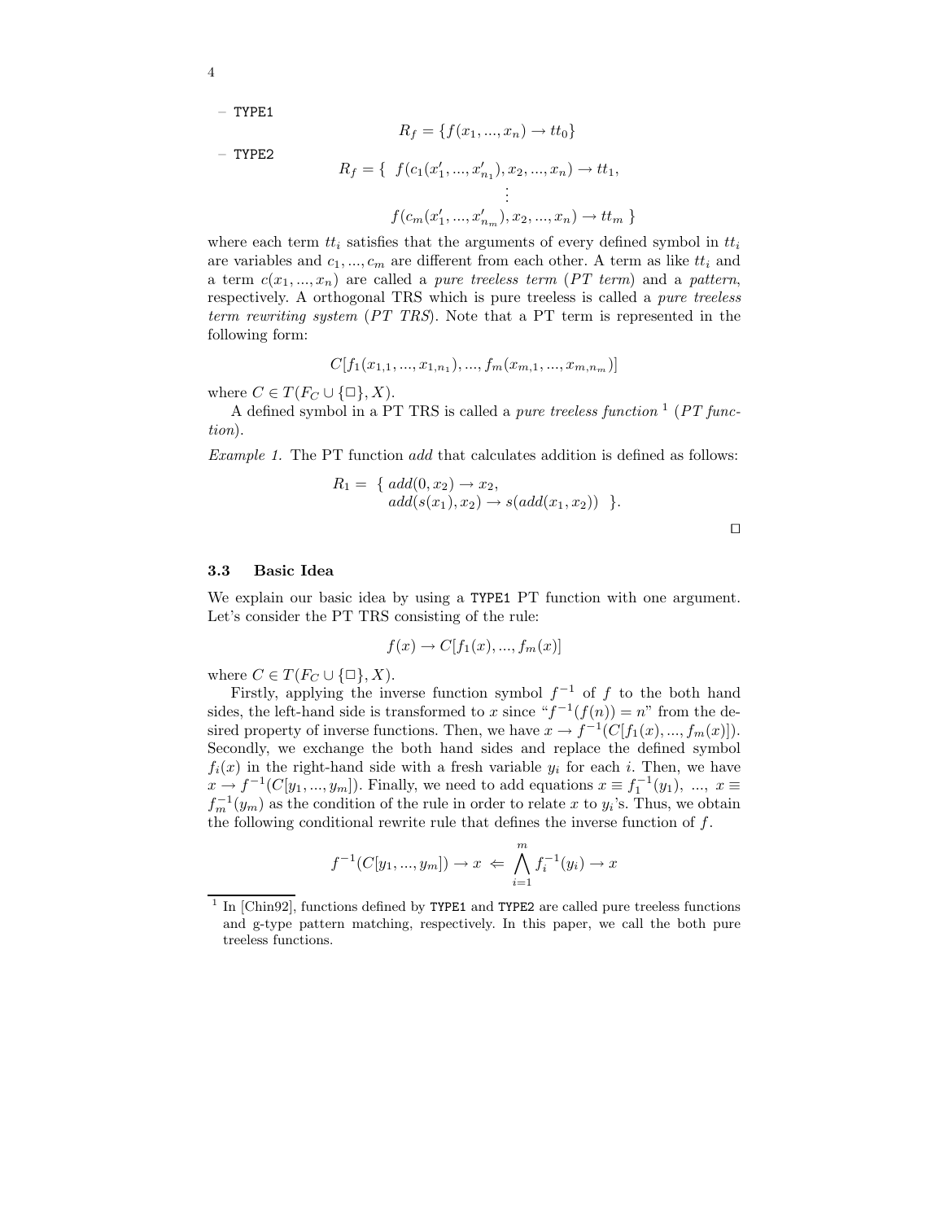– TYPE1

$$R_f = \{f(x_1, ..., x_n) \to tt_0\}$$

– TYPE2

$$\begin{aligned} R_f = \{ \ & f(c_1(x'_1, ..., x'_{n_1}), x_2, ..., x_n) \to tt_1, \\ & \vdots \\ & f(c_m(x'_1, ..., x'_{n_m}), x_2, ..., x_n) \to tt_m \ \} \end{aligned}$$

where each term $tt_i$ satisfies that the arguments of every defined symbol in $tt_i$ are variables and $c_1, ..., c_m$ are different from each other. A term as like $tt_i$ and a term $c(x_1, ..., x_n)$ are called a *pure treeless term* (*PT term*) and a *pattern*, respectively. A orthogonal TRS which is pure treeless is called a *pure treeless term rewriting system* (*PT TRS*). Note that a PT term is represented in the following form:

$$C[f_1(x_{1,1}, ..., x_{1,n_1}), ..., f_m(x_{m,1}, ..., x_{m,n_m})]$$

where $C \in T(F_C \cup \{\Box\}, X)$.

A defined symbol in a PT TRS is called a *pure treeless function* [1] (*PT function*).

*Example 1.* The PT function *add* that calculates addition is defined as follows:

$$\begin{aligned} R_1 = \ \{ \ & add(0, x_2) \to x_2, \\ & add(s(x_1), x_2) \to s(add(x_1, x_2)) \ \ \}. \end{aligned}$$

□

### 3.3 Basic Idea

We explain our basic idea by using a TYPE1 PT function with one argument. Let's consider the PT TRS consisting of the rule:

$$f(x) \to C[f_1(x), ..., f_m(x)]$$

where $C \in T(F_C \cup \{\Box\}, X)$.

Firstly, applying the inverse function symbol $f^{-1}$ of $f$ to the both hand sides, the left-hand side is transformed to $x$ since "$f^{-1}(f(n)) = n$" from the desired property of inverse functions. Then, we have $x \to f^{-1}(C[f_1(x), ..., f_m(x)])$. Secondly, we exchange the both hand sides and replace the defined symbol $f_i(x)$ in the right-hand side with a fresh variable $y_i$ for each $i$. Then, we have $x \to f^{-1}(C[y_1, ..., y_m])$. Finally, we need to add equations $x \equiv f_1^{-1}(y_1)$, ..., $x \equiv f_m^{-1}(y_m)$ as the condition of the rule in order to relate $x$ to $y_i$'s. Thus, we obtain the following conditional rewrite rule that defines the inverse function of $f$.

$$f^{-1}(C[y_1, ..., y_m]) \to x \ \Leftarrow \ \bigwedge_{i=1}^{m} f_i^{-1}(y_i) \to x$$

[1] In [Chin92], functions defined by TYPE1 and TYPE2 are called pure treeless functions and g-type pattern matching, respectively. In this paper, we call the both pure treeless functions.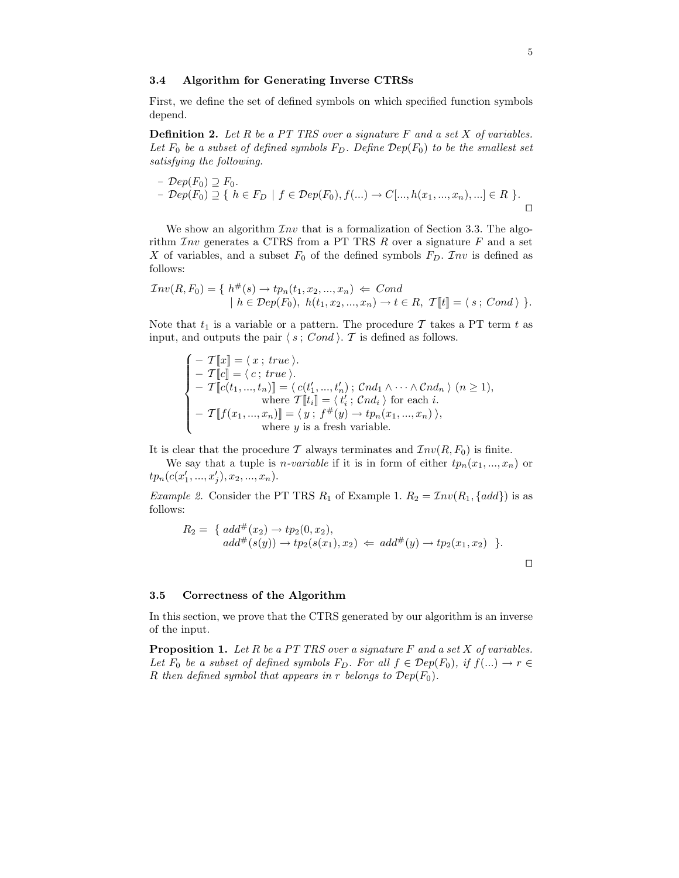### 3.4 Algorithm for Generating Inverse CTRSs

First, we define the set of defined symbols on which specified function symbols depend.

**Definition 2.** *Let $R$ be a PT TRS over a signature $F$ and a set $X$ of variables. Let $F_0$ be a subset of defined symbols $F_D$. Define $\mathcal{D}ep(F_0)$ to be the smallest set satisfying the following.*

- $\mathcal{D}ep(F_0) \supseteq F_0$.
- $\mathcal{D}ep(F_0) \supseteq \{\ h \in F_D \mid f \in \mathcal{D}ep(F_0), f(...) \to C[..., h(x_1, ..., x_n), ...] \in R\ \}$.

□

We show an algorithm $\mathcal{I}nv$ that is a formalization of Section 3.3. The algorithm $\mathcal{I}nv$ generates a CTRS from a PT TRS $R$ over a signature $F$ and a set $X$ of variables, and a subset $F_0$ of the defined symbols $F_D$. $\mathcal{I}nv$ is defined as follows:

$$\begin{aligned}\mathcal{I}nv(R, F_0) = \{\ & h^{\#}(s) \to tp_n(t_1, x_2, ..., x_n) \ \Leftarrow\ Cond \\ & \mid h \in \mathcal{D}ep(F_0),\ h(t_1, x_2, ..., x_n) \to t \in R,\ \mathcal{T}[\![t]\!] = \langle\, s\,;\, Cond\,\rangle\ \}.\end{aligned}$$

Note that $t_1$ is a variable or a pattern. The procedure $\mathcal{T}$ takes a PT term $t$ as input, and outputs the pair $\langle\, s\,;\, Cond\,\rangle$. $\mathcal{T}$ is defined as follows.

$$\begin{cases} -\ \mathcal{T}[\![x]\!] = \langle\, x\,;\, true\,\rangle. \\ -\ \mathcal{T}[\![c]\!] = \langle\, c\,;\, true\,\rangle. \\ -\ \mathcal{T}[\![c(t_1, ..., t_n)]\!] = \langle\, c(t'_1, ..., t'_n)\,;\, \mathcal{C}nd_1 \wedge \cdots \wedge \mathcal{C}nd_n\,\rangle\ (n \geq 1), \\ \qquad\qquad \text{where } \mathcal{T}[\![t_i]\!] = \langle\, t'_i\,;\, \mathcal{C}nd_i\,\rangle \text{ for each } i. \\ -\ \mathcal{T}[\![f(x_1, ..., x_n)]\!] = \langle\, y\,;\, f^{\#}(y) \to tp_n(x_1, ..., x_n)\,\rangle, \\ \qquad\qquad \text{where } y \text{ is a fresh variable.} \end{cases}$$

It is clear that the procedure $\mathcal{T}$ always terminates and $\mathcal{I}nv(R, F_0)$ is finite.

We say that a tuple is *n-variable* if it is in form of either $tp_n(x_1, ..., x_n)$ or $tp_n(c(x'_1, ..., x'_j), x_2, ..., x_n)$.

*Example 2.* Consider the PT TRS $R_1$ of Example 1. $R_2 = \mathcal{I}nv(R_1, \{add\})$ is as follows:

$$\begin{aligned} R_2 = \ \{\ & add^{\#}(x_2) \to tp_2(0, x_2), \\ & add^{\#}(s(y)) \to tp_2(s(x_1), x_2) \ \Leftarrow\ add^{\#}(y) \to tp_2(x_1, x_2)\ \ \}. \end{aligned}$$

□

### 3.5 Correctness of the Algorithm

In this section, we prove that the CTRS generated by our algorithm is an inverse of the input.

**Proposition 1.** *Let $R$ be a PT TRS over a signature $F$ and a set $X$ of variables. Let $F_0$ be a subset of defined symbols $F_D$. For all $f \in \mathcal{D}ep(F_0)$, if $f(...) \to r \in R$ then defined symbol that appears in $r$ belongs to $\mathcal{D}ep(F_0)$.*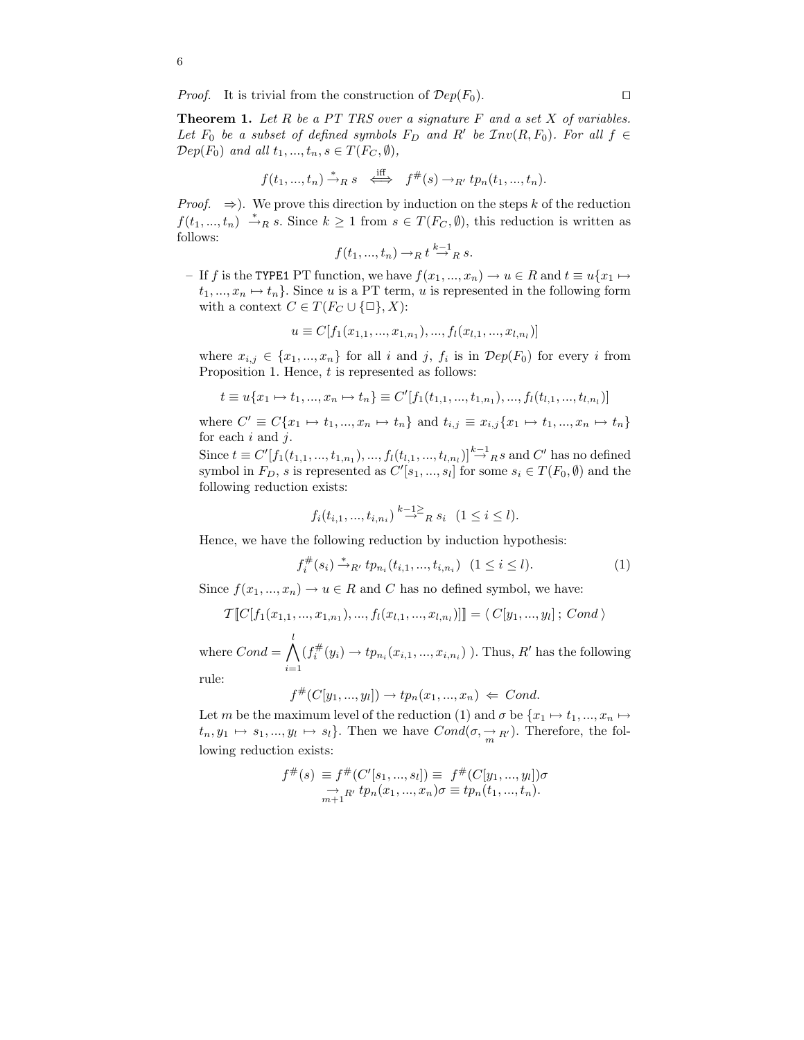*Proof.* It is trivial from the construction of $\mathcal{D}ep(F_0)$. $\square$

**Theorem 1.** *Let $R$ be a PT TRS over a signature $F$ and a set $X$ of variables. Let $F_0$ be a subset of defined symbols $F_D$ and $R'$ be $\mathcal{I}nv(R, F_0)$. For all $f \in \mathcal{D}ep(F_0)$ and all $t_1, ..., t_n, s \in T(F_C, \emptyset)$,*

$$f(t_1, ..., t_n) \xrightarrow{*}_R s \quad \overset{\text{iff}}{\Longleftrightarrow} \quad f^\#(s) \to_{R'} tp_n(t_1, ..., t_n).$$

*Proof.* $\Rightarrow$). We prove this direction by induction on the steps $k$ of the reduction $f(t_1, ..., t_n) \xrightarrow{*}_R s$. Since $k \geq 1$ from $s \in T(F_C, \emptyset)$, this reduction is written as follows:

$$f(t_1, ..., t_n) \to_R t \overset{k-1}{\to}_R s.$$

– If $f$ is the `TYPE1` PT function, we have $f(x_1, ..., x_n) \to u \in R$ and $t \equiv u\{x_1 \mapsto t_1, ..., x_n \mapsto t_n\}$. Since $u$ is a PT term, $u$ is represented in the following form with a context $C \in T(F_C \cup \{\square\}, X)$:

$$u \equiv C[f_1(x_{1,1}, ..., x_{1,n_1}), ..., f_l(x_{l,1}, ..., x_{l,n_l})]$$

where $x_{i,j} \in \{x_1, ..., x_n\}$ for all $i$ and $j$, $f_i$ is in $\mathcal{D}ep(F_0)$ for every $i$ from Proposition 1. Hence, $t$ is represented as follows:

$$t \equiv u\{x_1 \mapsto t_1, ..., x_n \mapsto t_n\} \equiv C'[f_1(t_{1,1}, ..., t_{1,n_1}), ..., f_l(t_{l,1}, ..., t_{l,n_l})]$$

where $C' \equiv C\{x_1 \mapsto t_1, ..., x_n \mapsto t_n\}$ and $t_{i,j} \equiv x_{i,j}\{x_1 \mapsto t_1, ..., x_n \mapsto t_n\}$ for each $i$ and $j$.

Since $t \equiv C'[f_1(t_{1,1}, ..., t_{1,n_1}), ..., f_l(t_{l,1}, ..., t_{l,n_l})] \overset{k-1}{\to}_R s$ and $C'$ has no defined symbol in $F_D$, $s$ is represented as $C'[s_1, ..., s_l]$ for some $s_i \in T(F_0, \emptyset)$ and the following reduction exists:

$$f_i(t_{i,1}, ..., t_{i,n_i}) \overset{k-1 \geq}{\to}_R s_i \quad (1 \leq i \leq l).$$

Hence, we have the following reduction by induction hypothesis:

$$f_i^\#(s_i) \xrightarrow{*}_{R'} tp_{n_i}(t_{i,1}, ..., t_{i,n_i}) \quad (1 \leq i \leq l). \tag{1}$$

Since $f(x_1, ..., x_n) \to u \in R$ and $C$ has no defined symbol, we have:

$$\mathcal{T}[\![C[f_1(x_{1,1}, ..., x_{1,n_1}), ..., f_l(x_{l,1}, ..., x_{l,n_l})]]\!] = \langle\, C[y_1, ..., y_l]\,;\, Cond \,\rangle$$

where $Cond = \bigwedge_{i=1}^{l} (f_i^\#(y_i) \to tp_{n_i}(x_{i,1}, ..., x_{i,n_i})\ )$. Thus, $R'$ has the following rule:

$$f^\#(C[y_1, ..., y_l]) \to tp_n(x_1, ..., x_n) \Leftarrow Cond.$$

Let $m$ be the maximum level of the reduction (1) and $\sigma$ be $\{x_1 \mapsto t_1, ..., x_n \mapsto t_n, y_1 \mapsto s_1, ..., y_l \mapsto s_l\}$. Then we have $Cond(\sigma, \underset{m}{\to}_{R'})$. Therefore, the following reduction exists:

$$\begin{aligned} f^\#(s) &\equiv f^\#(C'[s_1, ..., s_l]) \equiv\ f^\#(C[y_1, ..., y_l])\sigma \\ &\underset{m+1}{\to}_{R'} tp_n(x_1, ..., x_n)\sigma \equiv tp_n(t_1, ..., t_n). \end{aligned}$$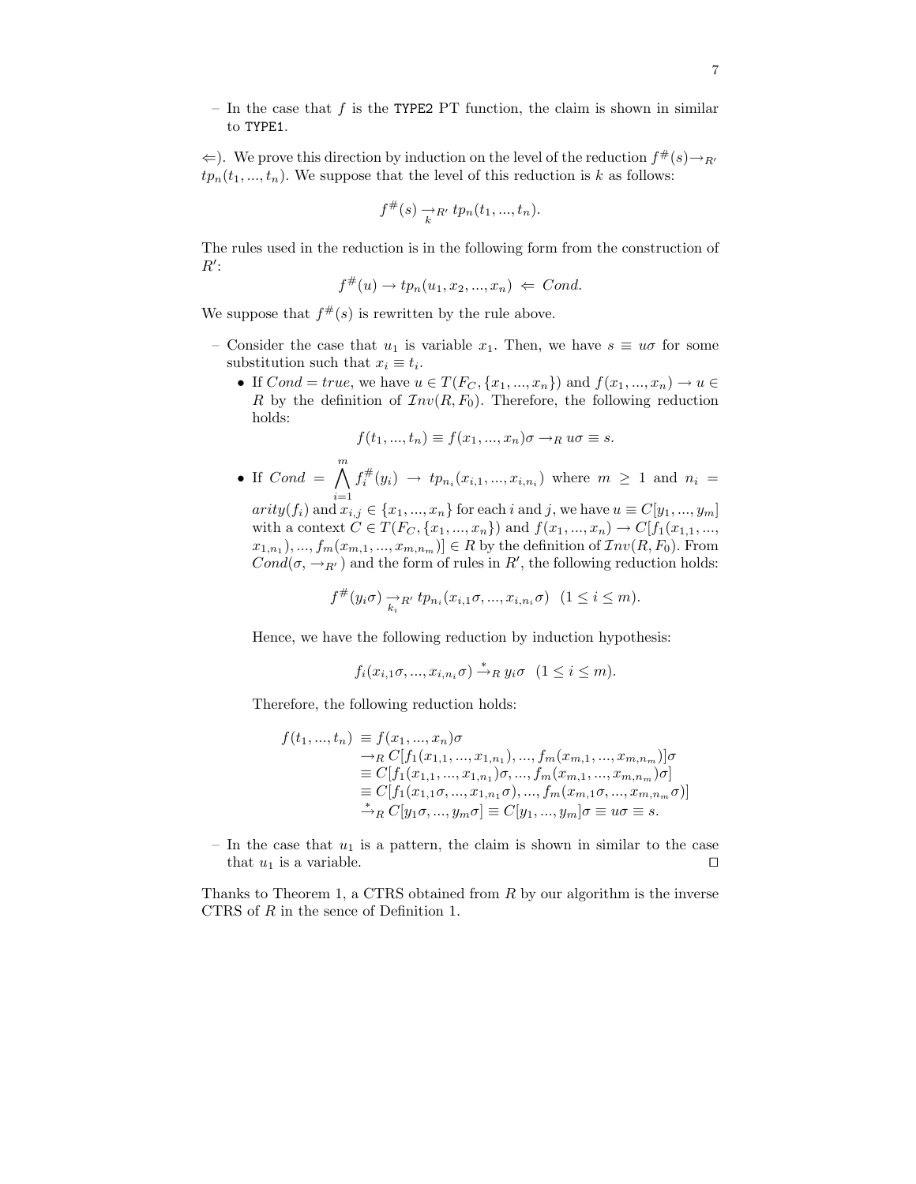– In the case that $f$ is the `TYPE2` PT function, the claim is shown in similar to `TYPE1`.

$\Leftarrow$). We prove this direction by induction on the level of the reduction $f^{\#}(s) \to_{R'} tp_n(t_1, ..., t_n)$. We suppose that the level of this reduction is $k$ as follows:

$$f^{\#}(s) \underset{k}{\to}_{R'} tp_n(t_1, ..., t_n).$$

The rules used in the reduction is in the following form from the construction of $R'$:

$$f^{\#}(u) \to tp_n(u_1, x_2, ..., x_n) \Leftarrow Cond.$$

We suppose that $f^{\#}(s)$ is rewritten by the rule above.

– Consider the case that $u_1$ is variable $x_1$. Then, we have $s \equiv u\sigma$ for some substitution such that $x_i \equiv t_i$.
  - If $Cond = true$, we have $u \in T(F_C, \{x_1, ..., x_n\})$ and $f(x_1, ..., x_n) \to u \in R$ by the definition of $\mathcal{I}nv(R, F_0)$. Therefore, the following reduction holds:

  $$f(t_1, ..., t_n) \equiv f(x_1, ..., x_n)\sigma \to_R u\sigma \equiv s.$$

  - If $Cond = \bigwedge_{i=1}^{m} f_i^{\#}(y_i) \to tp_{n_i}(x_{i,1}, ..., x_{i,n_i})$ where $m \geq 1$ and $n_i = arity(f_i)$ and $x_{i,j} \in \{x_1, ..., x_n\}$ for each $i$ and $j$, we have $u \equiv C[y_1, ..., y_m]$ with a context $C \in T(F_C, \{x_1, ..., x_n\})$ and $f(x_1, ..., x_n) \to C[f_1(x_{1,1}, ..., x_{1,n_1}), ..., f_m(x_{m,1}, ..., x_{m,n_m})] \in R$ by the definition of $\mathcal{I}nv(R, F_0)$. From $Cond(\sigma, \to_{R'})$ and the form of rules in $R'$, the following reduction holds:

  $$f^{\#}(y_i\sigma) \underset{k_i}{\to}_{R'} tp_{n_i}(x_{i,1}\sigma, ..., x_{i,n_i}\sigma) \quad (1 \leq i \leq m).$$

  Hence, we have the following reduction by induction hypothesis:

  $$f_i(x_{i,1}\sigma, ..., x_{i,n_i}\sigma) \overset{*}{\to}_R y_i\sigma \quad (1 \leq i \leq m).$$

  Therefore, the following reduction holds:

  $$\begin{aligned} f(t_1, ..., t_n) &\equiv f(x_1, ..., x_n)\sigma \\ &\to_R C[f_1(x_{1,1}, ..., x_{1,n_1}), ..., f_m(x_{m,1}, ..., x_{m,n_m})]\sigma \\ &\equiv C[f_1(x_{1,1}, ..., x_{1,n_1})\sigma, ..., f_m(x_{m,1}, ..., x_{m,n_m})\sigma] \\ &\equiv C[f_1(x_{1,1}\sigma, ..., x_{1,n_1}\sigma), ..., f_m(x_{m,1}\sigma, ..., x_{m,n_m}\sigma)] \\ &\overset{*}{\to}_R C[y_1\sigma, ..., y_m\sigma] \equiv C[y_1, ..., y_m]\sigma \equiv u\sigma \equiv s. \end{aligned}$$

– In the case that $u_1$ is a pattern, the claim is shown in similar to the case that $u_1$ is a variable. $\square$

Thanks to Theorem 1, a CTRS obtained from $R$ by our algorithm is the inverse CTRS of $R$ in the sence of Definition 1.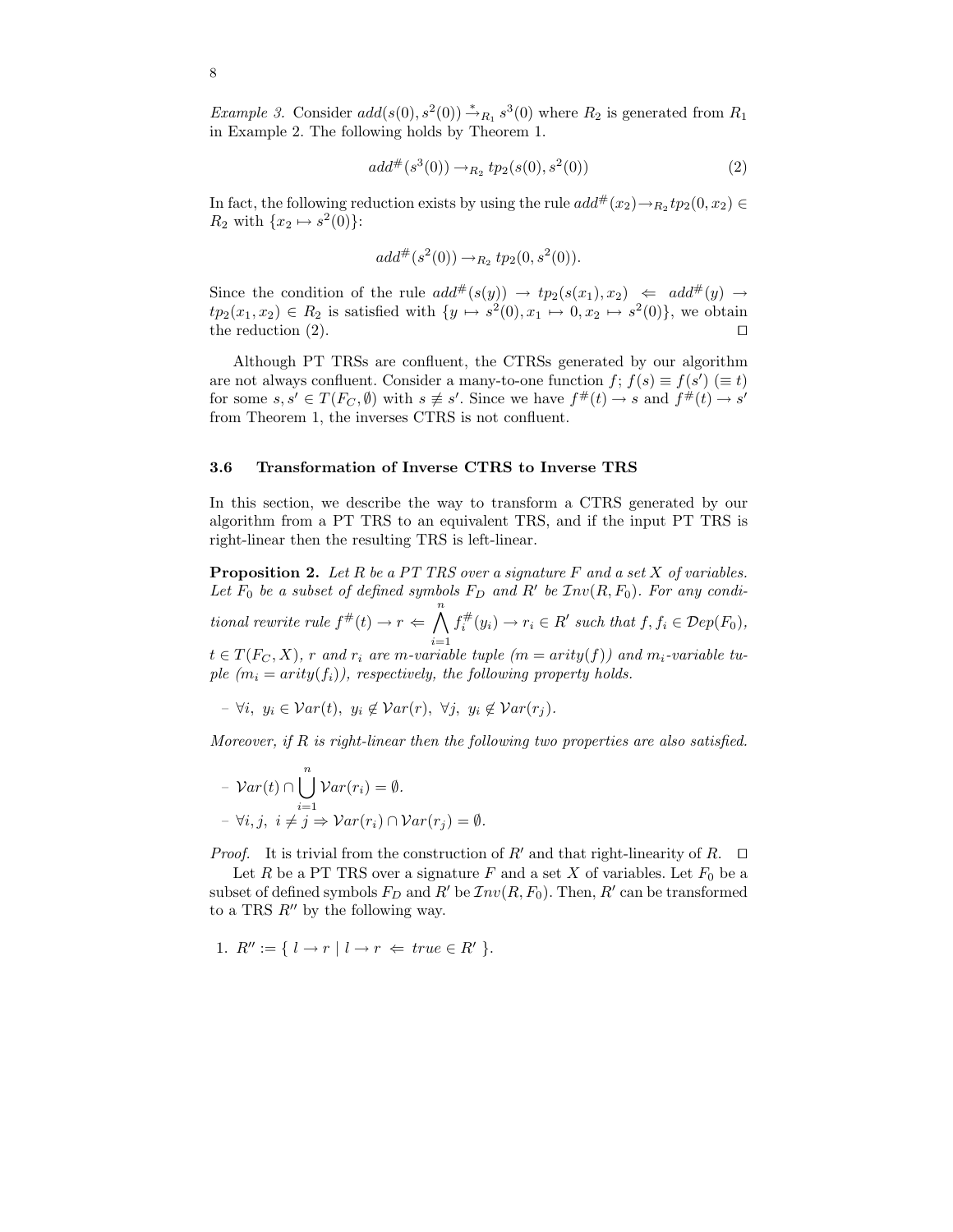*Example 3.* Consider $add(s(0), s^2(0)) \xrightarrow{*}_{R_1} s^3(0)$ where $R_2$ is generated from $R_1$ in Example 2. The following holds by Theorem 1.

$$add^\#(s^3(0)) \rightarrow_{R_2} tp_2(s(0), s^2(0)) \tag{2}$$

In fact, the following reduction exists by using the rule $add^\#(x_2) \rightarrow_{R_2} tp_2(0, x_2) \in R_2$ with $\{x_2 \mapsto s^2(0)\}$:

$$add^\#(s^2(0)) \rightarrow_{R_2} tp_2(0, s^2(0)).$$

Since the condition of the rule $add^\#(s(y)) \rightarrow tp_2(s(x_1), x_2) \Leftarrow add^\#(y) \rightarrow tp_2(x_1, x_2) \in R_2$ is satisfied with $\{y \mapsto s^2(0), x_1 \mapsto 0, x_2 \mapsto s^2(0)\}$, we obtain the reduction (2). □

Although PT TRSs are confluent, the CTRSs generated by our algorithm are not always confluent. Consider a many-to-one function $f$; $f(s) \equiv f(s')$ $(\equiv t)$ for some $s, s' \in T(F_C, \emptyset)$ with $s \not\equiv s'$. Since we have $f^\#(t) \rightarrow s$ and $f^\#(t) \rightarrow s'$ from Theorem 1, the inverses CTRS is not confluent.

### 3.6 Transformation of Inverse CTRS to Inverse TRS

In this section, we describe the way to transform a CTRS generated by our algorithm from a PT TRS to an equivalent TRS, and if the input PT TRS is right-linear then the resulting TRS is left-linear.

**Proposition 2.** *Let $R$ be a PT TRS over a signature $F$ and a set $X$ of variables. Let $F_0$ be a subset of defined symbols $F_D$ and $R'$ be $\mathcal{I}nv(R, F_0)$. For any conditional rewrite rule $f^\#(t) \rightarrow r \Leftarrow \bigwedge_{i=1}^{n} f_i^\#(y_i) \rightarrow r_i \in R'$ such that $f, f_i \in \mathcal{D}ep(F_0)$, $t \in T(F_C, X)$, $r$ and $r_i$ are $m$-variable tuple ($m = arity(f)$) and $m_i$-variable tuple ($m_i = arity(f_i)$), respectively, the following property holds.*

- $\forall i,\ y_i \in \mathcal{V}ar(t),\ y_i \notin \mathcal{V}ar(r),\ \forall j,\ y_i \notin \mathcal{V}ar(r_j)$.

*Moreover, if $R$ is right-linear then the following two properties are also satisfied.*

- $\mathcal{V}ar(t) \cap \bigcup_{i=1}^{n} \mathcal{V}ar(r_i) = \emptyset$.
- $\forall i, j,\ i \neq j \Rightarrow \mathcal{V}ar(r_i) \cap \mathcal{V}ar(r_j) = \emptyset$.

*Proof.* It is trivial from the construction of $R'$ and that right-linearity of $R$. □

Let $R$ be a PT TRS over a signature $F$ and a set $X$ of variables. Let $F_0$ be a subset of defined symbols $F_D$ and $R'$ be $\mathcal{I}nv(R, F_0)$. Then, $R'$ can be transformed to a TRS $R''$ by the following way.

1. $R'' := \{\ l \rightarrow r \mid l \rightarrow r \Leftarrow true \in R'\ \}$.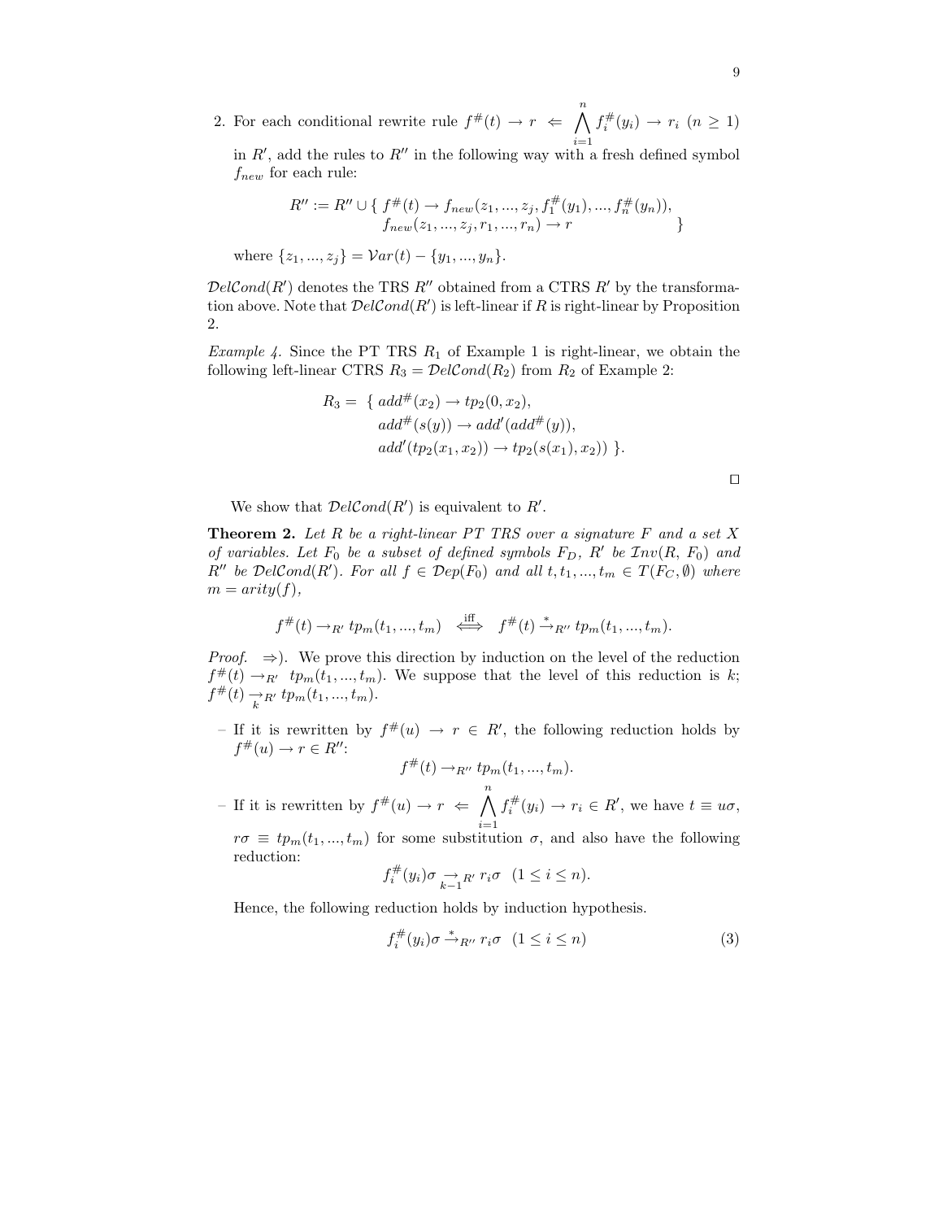2. For each conditional rewrite rule $f^{\#}(t) \to r \Leftarrow \bigwedge_{i=1}^{n} f_i^{\#}(y_i) \to r_i$ $(n \geq 1)$ in $R'$, add the rules to $R''$ in the following way with a fresh defined symbol $f_{new}$ for each rule:

$$R'' := R'' \cup \{\ f^{\#}(t) \to f_{new}(z_1, ..., z_j, f_1^{\#}(y_1), ..., f_n^{\#}(y_n)),\\ f_{new}(z_1, ..., z_j, r_1, ..., r_n) \to r \quad \}$$

where $\{z_1, ..., z_j\} = \mathcal{V}ar(t) - \{y_1, ..., y_n\}$.

$\mathcal{D}el\mathcal{C}ond(R')$ denotes the TRS $R''$ obtained from a CTRS $R'$ by the transformation above. Note that $\mathcal{D}el\mathcal{C}ond(R')$ is left-linear if $R$ is right-linear by Proposition 2.

*Example 4.* Since the PT TRS $R_1$ of Example 1 is right-linear, we obtain the following left-linear CTRS $R_3 = \mathcal{D}el\mathcal{C}ond(R_2)$ from $R_2$ of Example 2:

$$R_3 = \{\ add^{\#}(x_2) \to tp_2(0, x_2),\\ add^{\#}(s(y)) \to add'(add^{\#}(y)),\\ add'(tp_2(x_1, x_2)) \to tp_2(s(x_1), x_2))\ \}.$$

□

We show that $\mathcal{D}el\mathcal{C}ond(R')$ is equivalent to $R'$.

**Theorem 2.** *Let $R$ be a right-linear PT TRS over a signature $F$ and a set $X$ of variables. Let $F_0$ be a subset of defined symbols $F_D$, $R'$ be $\mathcal{I}nv(R, F_0)$ and $R''$ be $\mathcal{D}el\mathcal{C}ond(R')$. For all $f \in \mathcal{D}ep(F_0)$ and all $t, t_1, ..., t_m \in T(F_C, \emptyset)$ where $m = arity(f)$,*

$$f^{\#}(t) \to_{R'} tp_m(t_1, ..., t_m) \quad \stackrel{\text{iff}}{\Longleftrightarrow} \quad f^{\#}(t) \xrightarrow{*}_{R''} tp_m(t_1, ..., t_m).$$

*Proof.* $\Rightarrow$). We prove this direction by induction on the level of the reduction $f^{\#}(t) \to_{R'} tp_m(t_1, ..., t_m)$. We suppose that the level of this reduction is $k$; $f^{\#}(t) \underset{k}{\to}_{R'} tp_m(t_1, ..., t_m)$.

– If it is rewritten by $f^{\#}(u) \to r \in R'$, the following reduction holds by $f^{\#}(u) \to r \in R''$:

$$f^{\#}(t) \to_{R''} tp_m(t_1, ..., t_m).$$

– If it is rewritten by $f^{\#}(u) \to r \Leftarrow \bigwedge_{i=1}^{n} f_i^{\#}(y_i) \to r_i \in R'$, we have $t \equiv u\sigma$, $r\sigma \equiv tp_m(t_1, ..., t_m)$ for some substitution $\sigma$, and also have the following reduction:

$$f_i^{\#}(y_i)\sigma \underset{k-1}{\to}_{R'} r_i\sigma \quad (1 \leq i \leq n).$$

Hence, the following reduction holds by induction hypothesis.

$$f_i^{\#}(y_i)\sigma \xrightarrow{*}_{R''} r_i\sigma \quad (1 \leq i \leq n) \tag{3}$$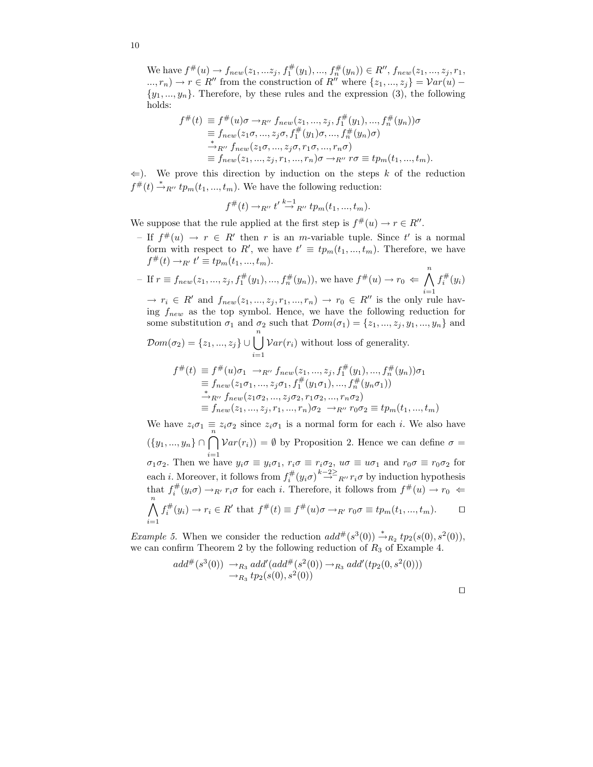We have $f^{\#}(u) \to f_{new}(z_1, ...z_j, f_1^{\#}(y_1), ..., f_n^{\#}(y_n)) \in R''$, $f_{new}(z_1, ..., z_j, r_1, ..., r_n) \to r \in R''$ from the construction of $R''$ where $\{z_1, ..., z_j\} = \mathcal{V}ar(u) - \{y_1, ..., y_n\}$. Therefore, by these rules and the expression (3), the following holds:

$$
\begin{aligned}
f^{\#}(t) &\equiv f^{\#}(u)\sigma \to_{R''} f_{new}(z_1, ..., z_j, f_1^{\#}(y_1), ..., f_n^{\#}(y_n))\sigma \\
&\equiv f_{new}(z_1\sigma, ..., z_j\sigma, f_1^{\#}(y_1)\sigma, ..., f_n^{\#}(y_n)\sigma) \\
&\xrightarrow{*}_{R''} f_{new}(z_1\sigma, ..., z_j\sigma, r_1\sigma, ..., r_n\sigma) \\
&\equiv f_{new}(z_1, ..., z_j, r_1, ..., r_n)\sigma \to_{R''} r\sigma \equiv tp_m(t_1, ..., t_m).
\end{aligned}
$$

$\Leftarrow$). We prove this direction by induction on the steps $k$ of the reduction $f^{\#}(t) \xrightarrow{*}_{R''} tp_m(t_1, ..., t_m)$. We have the following reduction:

$$
f^{\#}(t) \to_{R''} t' \xrightarrow{k-1}_{R''} tp_m(t_1, ..., t_m).
$$

We suppose that the rule applied at the first step is $f^{\#}(u) \to r \in R''$.

- If $f^{\#}(u) \to r \in R'$ then $r$ is an $m$-variable tuple. Since $t'$ is a normal form with respect to $R'$, we have $t' \equiv tp_m(t_1, ..., t_m)$. Therefore, we have $f^{\#}(t) \to_{R'} t' \equiv tp_m(t_1, ..., t_m)$.
- If $r \equiv f_{new}(z_1, ..., z_j, f_1^{\#}(y_1), ..., f_n^{\#}(y_n))$, we have $f^{\#}(u) \to r_0 \Leftarrow \bigwedge_{i=1}^{n} f_i^{\#}(y_i) \to r_i \in R'$ and $f_{new}(z_1, ..., z_j, r_1, ..., r_n) \to r_0 \in R''$ is the only rule having $f_{new}$ as the top symbol. Hence, we have the following reduction for some substitution $\sigma_1$ and $\sigma_2$ such that $\mathcal{D}om(\sigma_1) = \{z_1, ..., z_j, y_1, ..., y_n\}$ and $\mathcal{D}om(\sigma_2) = \{z_1, ..., z_j\} \cup \bigcup_{i=1}^{n} \mathcal{V}ar(r_i)$ without loss of generality.

$$
\begin{aligned}
f^{\#}(t) &\equiv f^{\#}(u)\sigma_1 \ \to_{R''} f_{new}(z_1, ..., z_j, f_1^{\#}(y_1), ..., f_n^{\#}(y_n))\sigma_1 \\
&\equiv f_{new}(z_1\sigma_1, ..., z_j\sigma_1, f_1^{\#}(y_1\sigma_1), ..., f_n^{\#}(y_n\sigma_1)) \\
&\xrightarrow{*}_{R''} f_{new}(z_1\sigma_2, ..., z_j\sigma_2, r_1\sigma_2, ..., r_n\sigma_2) \\
&\equiv f_{new}(z_1, ..., z_j, r_1, ..., r_n)\sigma_2 \ \to_{R''} r_0\sigma_2 \equiv tp_m(t_1, ..., t_m)
\end{aligned}
$$

We have $z_i\sigma_1 \equiv z_i\sigma_2$ since $z_i\sigma_1$ is a normal form for each $i$. We also have $(\{y_1, ..., y_n\} \cap \bigcap_{i=1}^{n} \mathcal{V}ar(r_i)) = \emptyset$ by Proposition 2. Hence we can define $\sigma = \sigma_1\sigma_2$. Then we have $y_i\sigma \equiv y_i\sigma_1$, $r_i\sigma \equiv r_i\sigma_2$, $u\sigma \equiv u\sigma_1$ and $r_0\sigma \equiv r_0\sigma_2$ for each $i$. Moreover, it follows from $f_i^{\#}(y_i\sigma) \xrightarrow{k-2\geq}_{R''} r_i\sigma$ by induction hypothesis that $f_i^{\#}(y_i\sigma) \to_{R'} r_i\sigma$ for each $i$. Therefore, it follows from $f^{\#}(u) \to r_0 \Leftarrow \bigwedge_{i=1}^{n} f_i^{\#}(y_i) \to r_i \in R'$ that $f^{\#}(t) \equiv f^{\#}(u)\sigma \to_{R'} r_0\sigma \equiv tp_m(t_1, ..., t_m)$. □

*Example 5.* When we consider the reduction $add^{\#}(s^3(0)) \xrightarrow{*}_{R_2} tp_2(s(0), s^2(0))$, we can confirm Theorem 2 by the following reduction of $R_3$ of Example 4.

$$
\begin{aligned}
add^{\#}(s^3(0)) &\to_{R_3} add'(add^{\#}(s^2(0)) \to_{R_3} add'(tp_2(0, s^2(0))) \\
&\to_{R_3} tp_2(s(0), s^2(0))
\end{aligned}
$$

□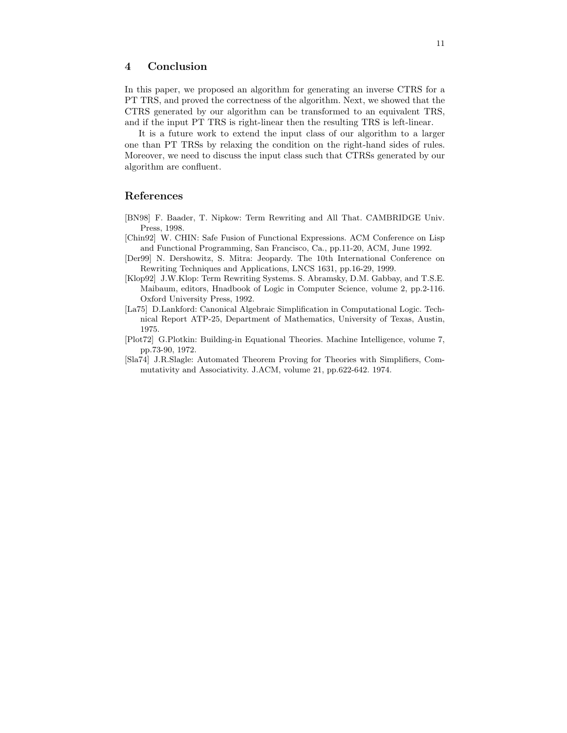## 4 Conclusion

In this paper, we proposed an algorithm for generating an inverse CTRS for a PT TRS, and proved the correctness of the algorithm. Next, we showed that the CTRS generated by our algorithm can be transformed to an equivalent TRS, and if the input PT TRS is right-linear then the resulting TRS is left-linear.

It is a future work to extend the input class of our algorithm to a larger one than PT TRSs by relaxing the condition on the right-hand sides of rules. Moreover, we need to discuss the input class such that CTRSs generated by our algorithm are confluent.

## References

[BN98] F. Baader, T. Nipkow: Term Rewriting and All That. CAMBRIDGE Univ. Press, 1998.

[Chin92] W. CHIN: Safe Fusion of Functional Expressions. ACM Conference on Lisp and Functional Programming, San Francisco, Ca., pp.11-20, ACM, June 1992.

[Der99] N. Dershowitz, S. Mitra: Jeopardy. The 10th International Conference on Rewriting Techniques and Applications, LNCS 1631, pp.16-29, 1999.

[Klop92] J.W.Klop: Term Rewriting Systems. S. Abramsky, D.M. Gabbay, and T.S.E. Maibaum, editors, Hnadbook of Logic in Computer Science, volume 2, pp.2-116. Oxford University Press, 1992.

[La75] D.Lankford: Canonical Algebraic Simplification in Computational Logic. Technical Report ATP-25, Department of Mathematics, University of Texas, Austin, 1975.

[Plot72] G.Plotkin: Building-in Equational Theories. Machine Intelligence, volume 7, pp.73-90, 1972.

[Sla74] J.R.Slagle: Automated Theorem Proving for Theories with Simplifiers, Commutativity and Associativity. J.ACM, volume 21, pp.622-642. 1974.